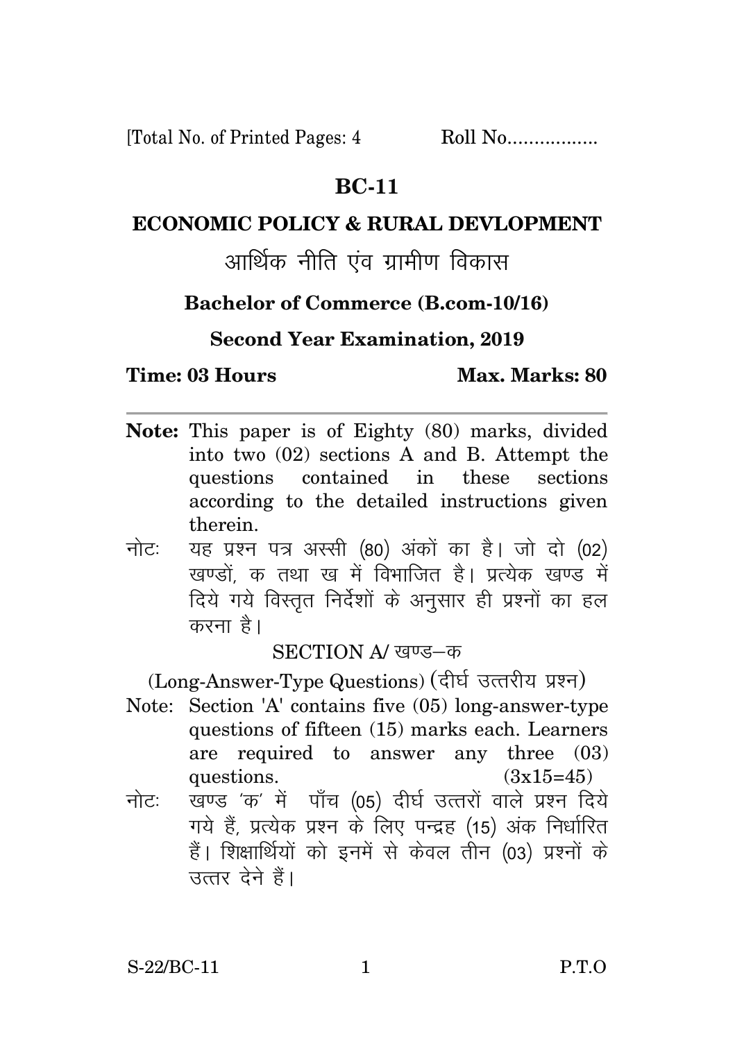[Total No. of Printed Pages: 4 Roll No.................

# BC-11

## ECONOMIC POLICY & RURAL DEVLOPMENT

## आर्थिक नीति एंव ग्रामीण विकास

### Bachelor of Commerce (B.com-10/16)

### Second Year Examination, 2019

**Time: 03 Hours** **Max. Marks: 80**

---

**Note:** This paper is of Eighty (80) marks, divided into two (02) sections A and B. Attempt the questions contained in these sections according to the detailed instructions given therein.

नोटः यह प्रश्न पत्र अस्सी (80) अंकों का है। जो दो (02) खण्डों, क तथा ख में विभाजित है। प्रत्येक खण्ड में दिये गये विस्तृत निर्देशों के अनुसार ही प्रश्नों का हल करना है।

SECTION A/ खण्ड–क

(Long-Answer-Type Questions) (दीर्घ उत्तरीय प्रश्न)

Note: Section 'A' contains five (05) long-answer-type questions of fifteen (15) marks each. Learners are required to answer any three (03) questions. (3x15=45)

नोटः खण्ड 'क' में पाँच (05) दीर्घ उत्तरों वाले प्रश्न दिये गये हैं, प्रत्येक प्रश्न के लिए पन्द्रह (15) अंक निर्धारित हैं। शिक्षार्थियों को इनमें से केवल तीन (03) प्रश्नों के उत्तर देने हैं।

S-22/BC-11 P.T.O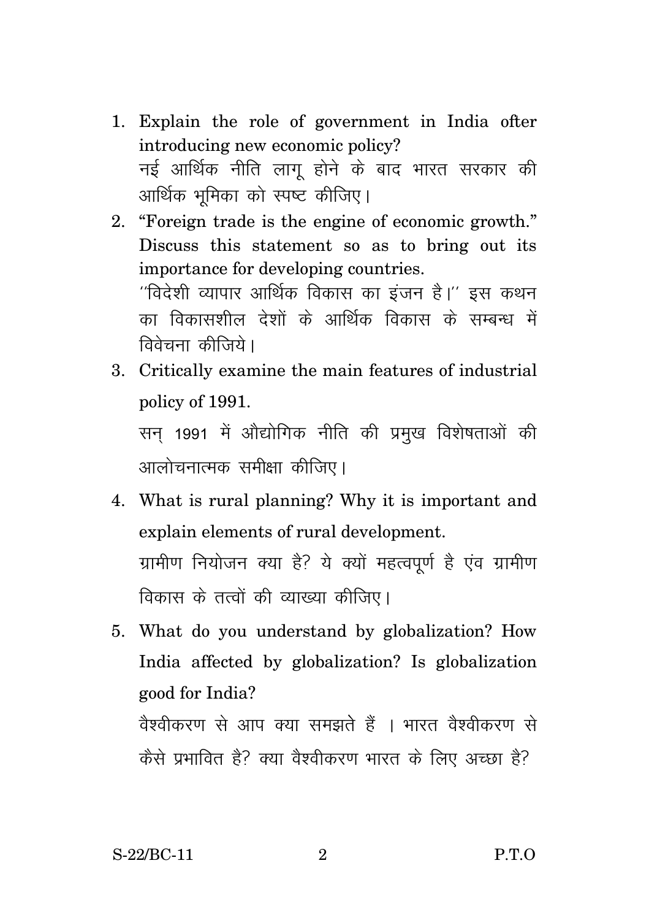1. Explain the role of government in India ofter introducing new economic policy?

   नई आर्थिक नीति लागू होने के बाद भारत सरकार की आर्थिक भूमिका को स्पष्ट कीजिए।

2. "Foreign trade is the engine of economic growth." Discuss this statement so as to bring out its importance for developing countries.

   ''विदेशी व्यापार आर्थिक विकास का इंजन है।'' इस कथन का विकासशील देशों के आर्थिक विकास के सम्बन्ध में विवेचना कीजिये।

3. Critically examine the main features of industrial policy of 1991.

   सन् 1991 में औद्योगिक नीति की प्रमुख विशेषताओं की आलोचनात्मक समीक्षा कीजिए।

4. What is rural planning? Why it is important and explain elements of rural development.

   ग्रामीण नियोजन क्या है? ये क्यों महत्वपूर्ण है एंव ग्रामीण विकास के तत्वों की व्याख्या कीजिए।

5. What do you understand by globalization? How India affected by globalization? Is globalization good for India?

   वैश्वीकरण से आप क्या समझते हैं । भारत वैश्वीकरण से कैसे प्रभावित है? क्या वैश्वीकरण भारत के लिए अच्छा है?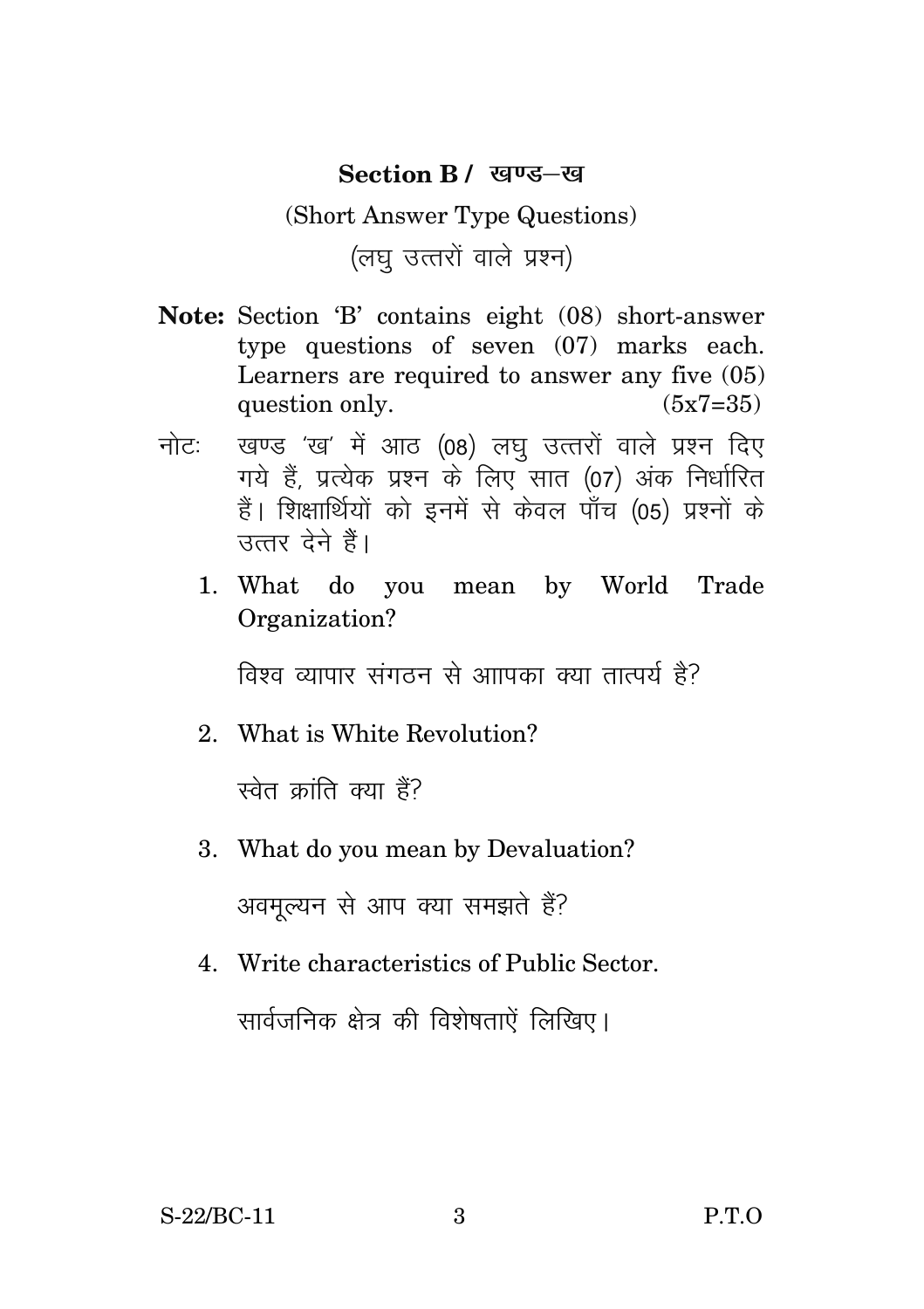## Section B / खण्ड–ख

(Short Answer Type Questions)

(लघु उत्तरों वाले प्रश्न)

**Note:** Section 'B' contains eight (08) short-answer type questions of seven (07) marks each. Learners are required to answer any five (05) question only. (5x7=35)

नोटः खण्ड 'ख' में आठ (08) लघु उत्तरों वाले प्रश्न दिए गये हैं, प्रत्येक प्रश्न के लिए सात (07) अंक निर्धारित हैं। शिक्षार्थियों को इनमें से केवल पाँच (05) प्रश्नों के उत्तर देने हैं।

1. What do you mean by World Trade Organization?

   विश्व व्यापार संगठन से आपका क्या तात्पर्य है?

2. What is White Revolution?

   स्वेत क्रांति क्या हैं?

3. What do you mean by Devaluation?

   अवमूल्यन से आप क्या समझते हैं?

4. Write characteristics of Public Sector.

   सार्वजनिक क्षेत्र की विशेषताऐं लिखिए।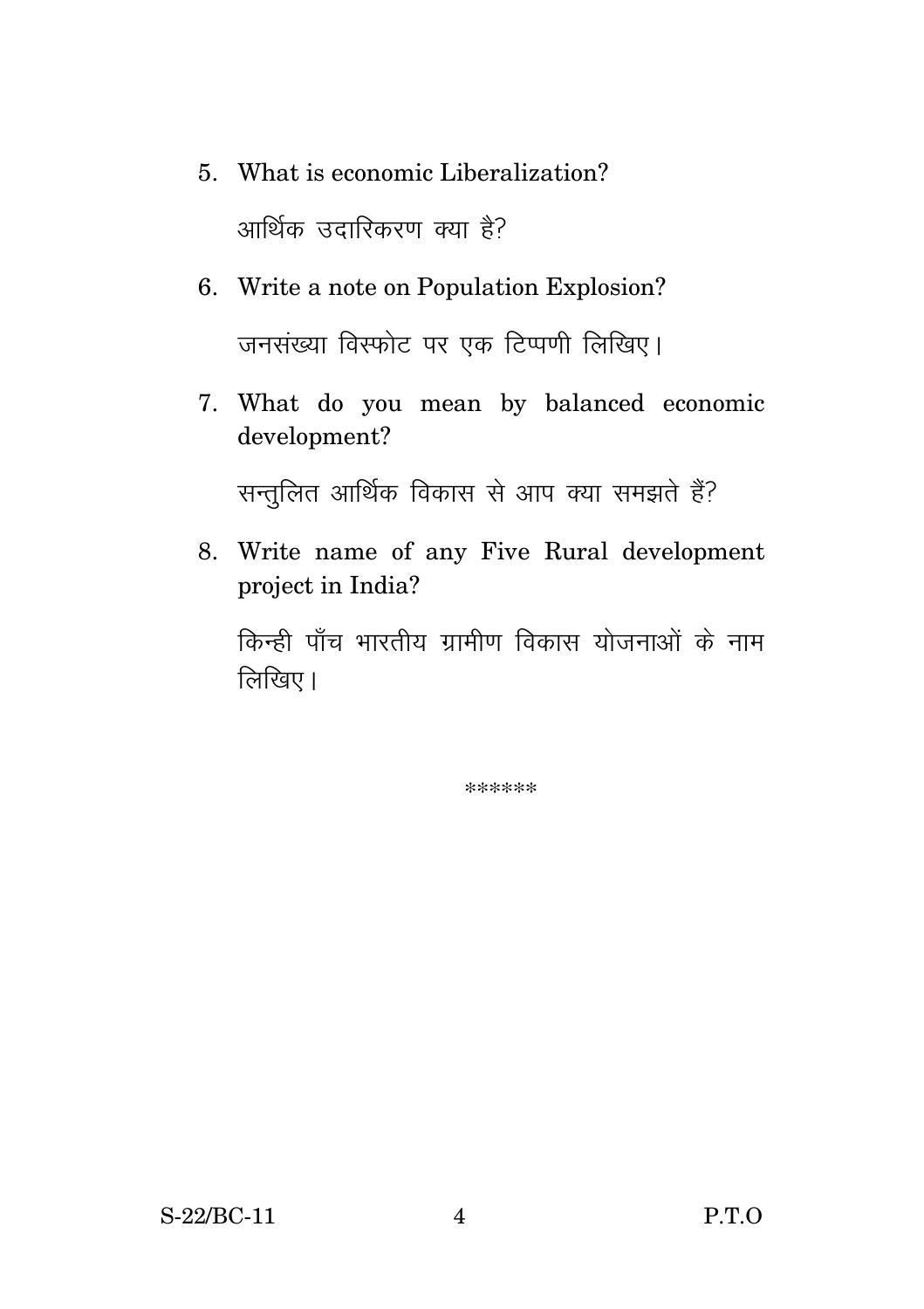5. What is economic Liberalization?

   आर्थिक उदारिकरण क्या है?

6. Write a note on Population Explosion?

   जनसंख्या विस्फोट पर एक टिप्पणी लिखिए।

7. What do you mean by balanced economic development?

   सन्तुलित आर्थिक विकास से आप क्या समझते हैं?

8. Write name of any Five Rural development project in India?

   किन्ही पाँच भारतीय ग्रामीण विकास योजनाओं के नाम लिखिए।

******